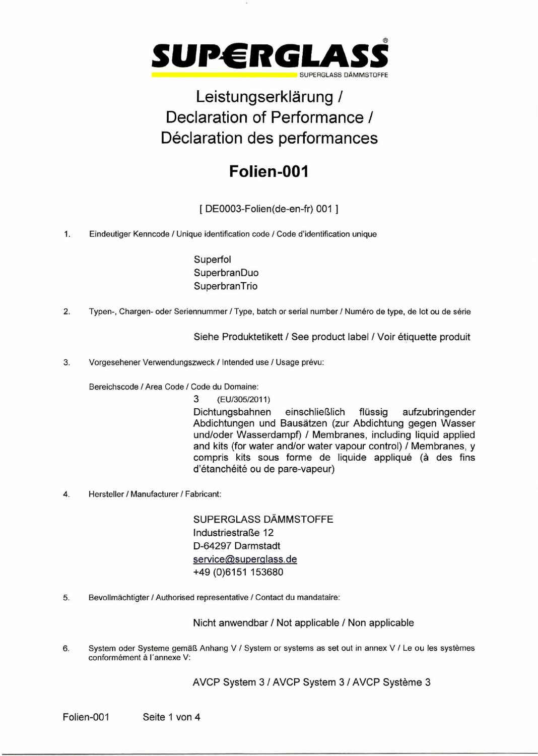# SUPERGLASS®

SUPERGLASS DÄMMSTOFFE

# Leistungserklärung / Declaration of Performance / Déclaration des performances

## Folien-001

[ DE0003-Folien(de-en-fr) 001 ]

1. Eindeutiger Kenncode / Unique identification code / Code d'identification unique

   Superfol
   SuperbranDuo
   SuperbranTrio

2. Typen-, Chargen- oder Seriennummer / Type, batch or serial number / Numéro de type, de lot ou de série

   Siehe Produktetikett / See product label / Voir étiquette produit

3. Vorgesehener Verwendungszweck / Intended use / Usage prévu:

   Bereichscode / Area Code / Code du Domaine:

   3 (EU/305/2011)
   Dichtungsbahnen einschließlich flüssig aufzubringender Abdichtungen und Bausätzen (zur Abdichtung gegen Wasser und/oder Wasserdampf) / Membranes, including liquid applied and kits (for water and/or water vapour control) / Membranes, y compris kits sous forme de liquide appliqué (à des fins d'étanchéité ou de pare-vapeur)

4. Hersteller / Manufacturer / Fabricant:

   SUPERGLASS DÄMMSTOFFE
   Industriestraße 12
   D-64297 Darmstadt
   service@superglass.de
   +49 (0)6151 153680

5. Bevollmächtigter / Authorised representative / Contact du mandataire:

   Nicht anwendbar / Not applicable / Non applicable

6. System oder Systeme gemäß Anhang V / System or systems as set out in annex V / Le ou les systèmes conformément à l'annexe V:

   AVCP System 3 / AVCP System 3 / AVCP Système 3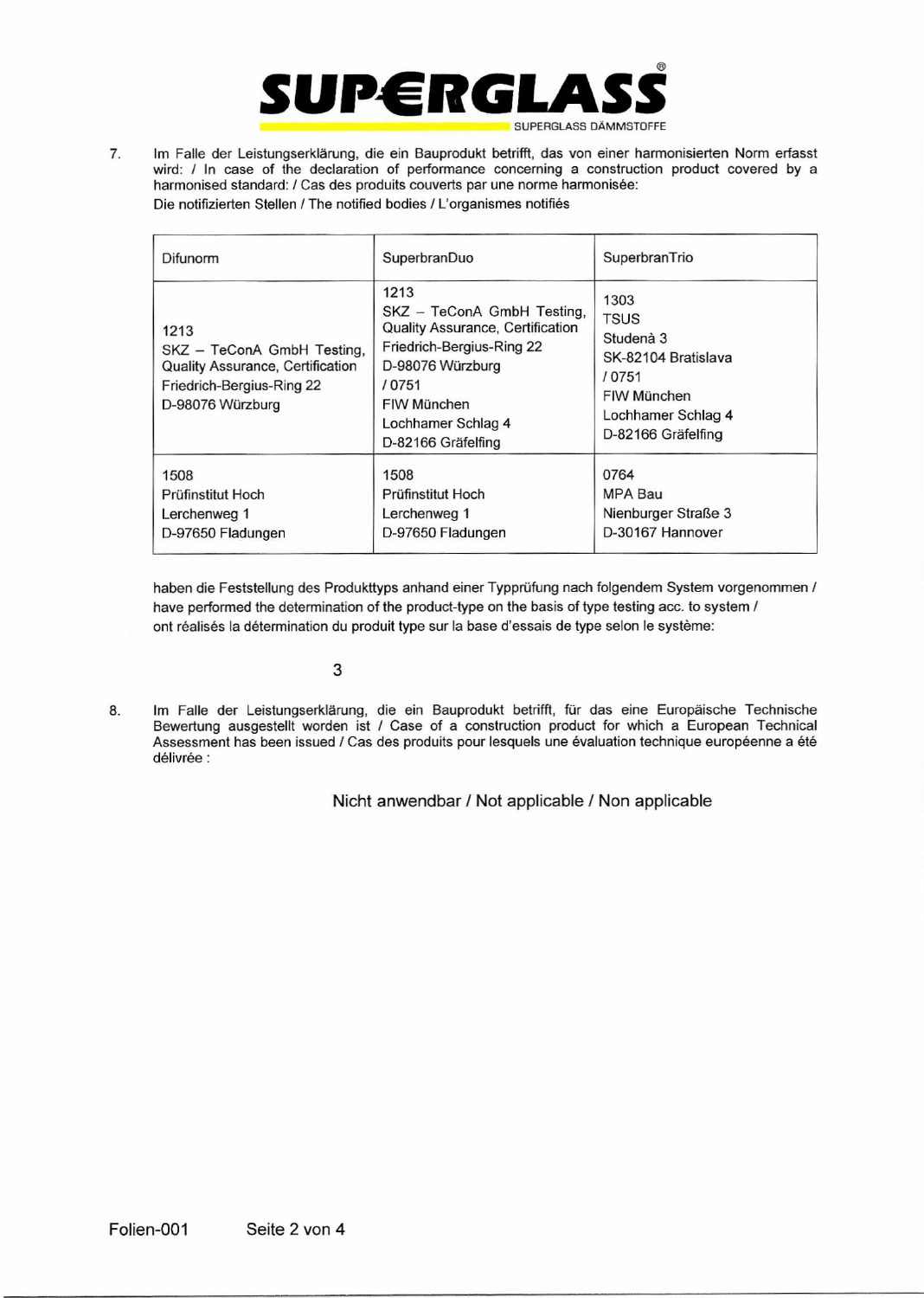7. Im Falle der Leistungserklärung, die ein Bauprodukt betrifft, das von einer harmonisierten Norm erfasst wird: / In case of the declaration of performance concerning a construction product covered by a harmonised standard: / Cas des produits couverts par une norme harmonisée:

Die notifizierten Stellen / The notified bodies / L'organismes notifiés

| Difunorm | SuperbranDuo | SuperbranTrio |
|---|---|---|
| 1213<br>SKZ – TeConA GmbH Testing, Quality Assurance, Certification<br>Friedrich-Bergius-Ring 22<br>D-98076 Würzburg | 1213<br>SKZ – TeConA GmbH Testing, Quality Assurance, Certification<br>Friedrich-Bergius-Ring 22<br>D-98076 Würzburg<br>/ 0751<br>FIW München<br>Lochhamer Schlag 4<br>D-82166 Gräfelfing | 1303<br>TSUS<br>Studenà 3<br>SK-82104 Bratislava<br>/ 0751<br>FIW München<br>Lochhamer Schlag 4<br>D-82166 Gräfelfing |
| 1508<br>Prüfinstitut Hoch<br>Lerchenweg 1<br>D-97650 Fladungen | 1508<br>Prüfinstitut Hoch<br>Lerchenweg 1<br>D-97650 Fladungen | 0764<br>MPA Bau<br>Nienburger Straße 3<br>D-30167 Hannover |

haben die Feststellung des Produkttyps anhand einer Typprüfung nach folgendem System vorgenommen / have performed the determination of the product-type on the basis of type testing acc. to system / ont réalisés la détermination du produit type sur la base d'essais de type selon le système:

3

8. Im Falle der Leistungserklärung, die ein Bauprodukt betrifft, für das eine Europäische Technische Bewertung ausgestellt worden ist / Case of a construction product for which a European Technical Assessment has been issued / Cas des produits pour lesquels une évaluation technique européenne a été délivrée :

Nicht anwendbar / Not applicable / Non applicable

Folien-001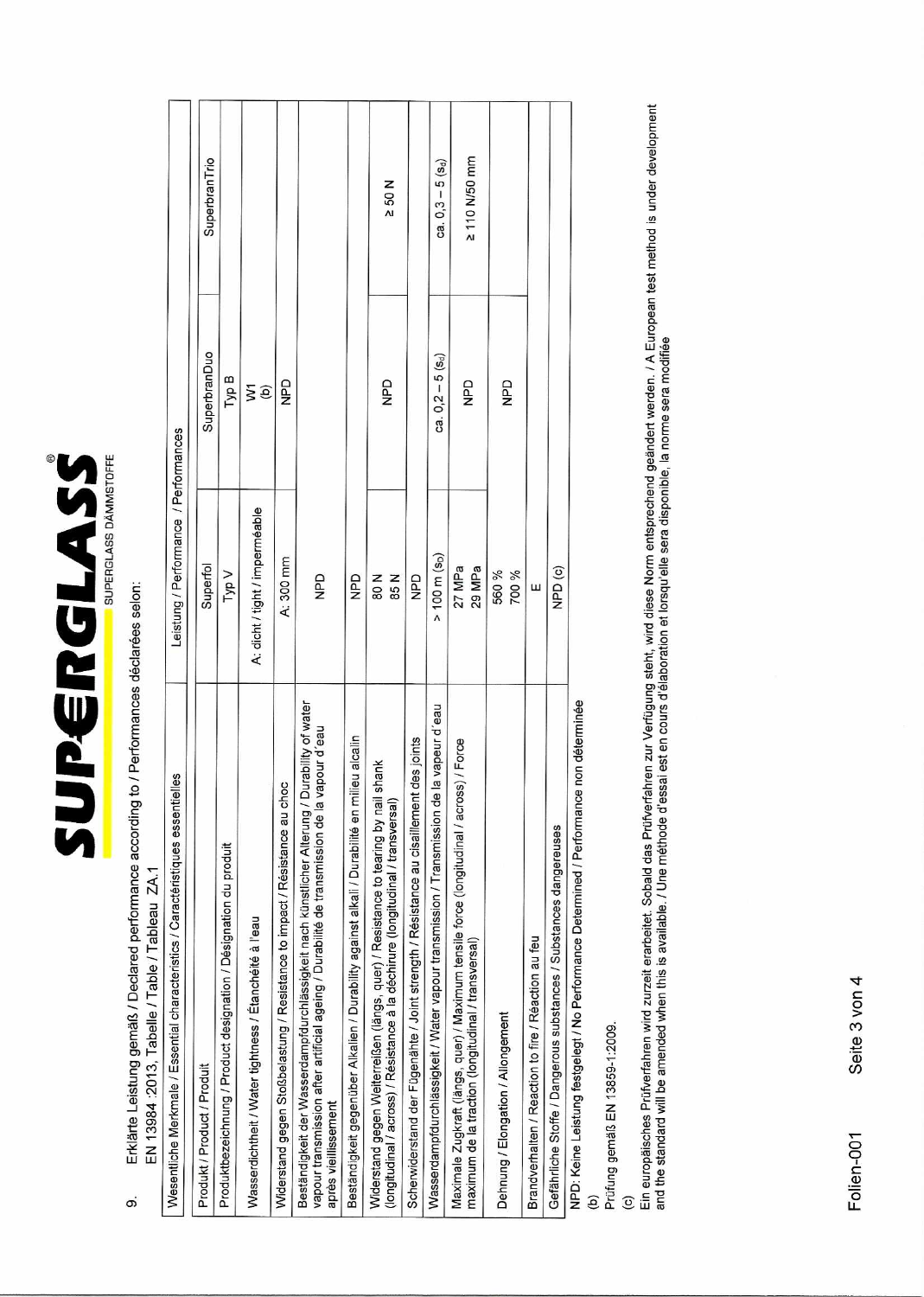# SUPERGLASS®

SUPERGLASS DÄMMSTOFFE

9. Erklärte Leistung gemäß / Declared performance according to / Performances déclarées selon:
EN 13984 :2013, Tabelle / Table / Tableau ZA.1

| Wesentliche Merkmale / Essential characteristics / Caractéristiques essentielles | Leistung / Performance / Performances | | |
|---|---|---|---|
| Produkt / Product / Produit | Superfol | SuperbranDuo | SuperbranTrio |
| Produktbezeichnung / Product designation / Désignation du produit | Typ V | Typ B | |
| Wasserdichtheit / Water tightness / Étanchéité à l'eau | A: dicht / tight / imperméable | W1 (b) | |
| Widerstand gegen Stoßbelastung / Resistance to impact / Résistance au choc | A: 300 mm | NPD | |
| Beständigkeit der Wasserdampfdurchlässigkeit nach künstlicher Alterung / Durability of water vapour transmission after artificial ageing / Durabilité de transmission de la vapeur d'eau après vieillissement | NPD | | |
| Beständigkeit gegenüber Alkalien / Durability against alkali / Durabilité en milieu alcalin | NPD | | |
| Widerstand gegen Weiterreißen (längs, quer) / Resistance to tearing by nail shank (longitudinal / across) / Résistance à la déchirure (longitudinal / transversal) | 80 N<br>85 N | NPD | ≥ 50 N |
| Scherwiderstand der Fügenähte / Joint strength / Résistance au cisaillement des joints | NPD | | |
| Wasserdampfdurchlässigkeit / Water vapour transmission / Transmission de la vapeur d'eau | > 100 m ($s_d$) | ca. 0,2 – 5 ($s_d$) | ca. 0,3 – 5 ($s_d$) |
| Maximale Zugkraft (längs, quer) / Maximum tensile force (longitudinal / across) / Force maximum de la traction (longitudinal / transversal) | 27 MPa<br>29 MPa | NPD | ≥ 110 N/50 mm |
| Dehnung / Elongation / Allongement | 560 %<br>700 % | NPD | |
| Brandverhalten / Reaction to fire / Réaction au feu | E | | |
| Gefährliche Stoffe / Dangerous substances / Substances dangereuses | NPD (c) | | |

NPD: Keine Leistung festgelegt / No Performance Determined / Performance non déterminée

(b)
Prüfung gemäß EN 13859-1:2009.

(c)
Ein europäisches Prüfverfahren wird zurzeit erarbeitet. Sobald das Prüfverfahren zur Verfügung steht, wird diese Norm entsprechend geändert werden. / A European test method is under development and the standard will be amended when this is available. / Une méthode d'essai est en cours d'élaboration et lorsqu'elle sera disponible, la norme sera modifiée

Folien-001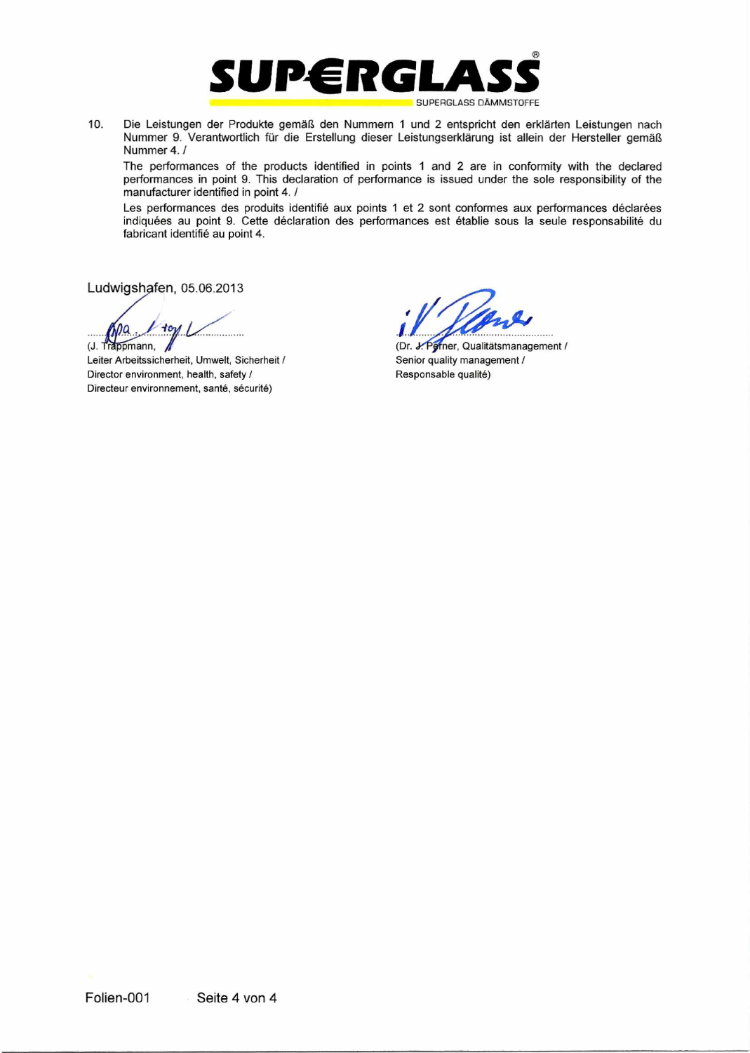**SUPERGLASS®**
SUPERGLASS DÄMMSTOFFE

10. Die Leistungen der Produkte gemäß den Nummern 1 und 2 entspricht den erklärten Leistungen nach Nummer 9. Verantwortlich für die Erstellung dieser Leistungserklärung ist allein der Hersteller gemäß Nummer 4. /

    The performances of the products identified in points 1 and 2 are in conformity with the declared performances in point 9. This declaration of performance is issued under the sole responsibility of the manufacturer identified in point 4. /

    Les performances des produits identifié aux points 1 et 2 sont conformes aux performances déclarées indiquées au point 9. Cette déclaration des performances est établie sous la seule responsabilité du fabricant identifié au point 4.

Ludwigshafen, 05.06.2013

(J. Trappmann,
Leiter Arbeitssicherheit, Umwelt, Sicherheit /
Director environment, health, safety /
Directeur environnement, santé, sécurité)

i.V.

(Dr. J. Perner, Qualitätsmanagement /
Senior quality management /
Responsable qualité)

Folien-001